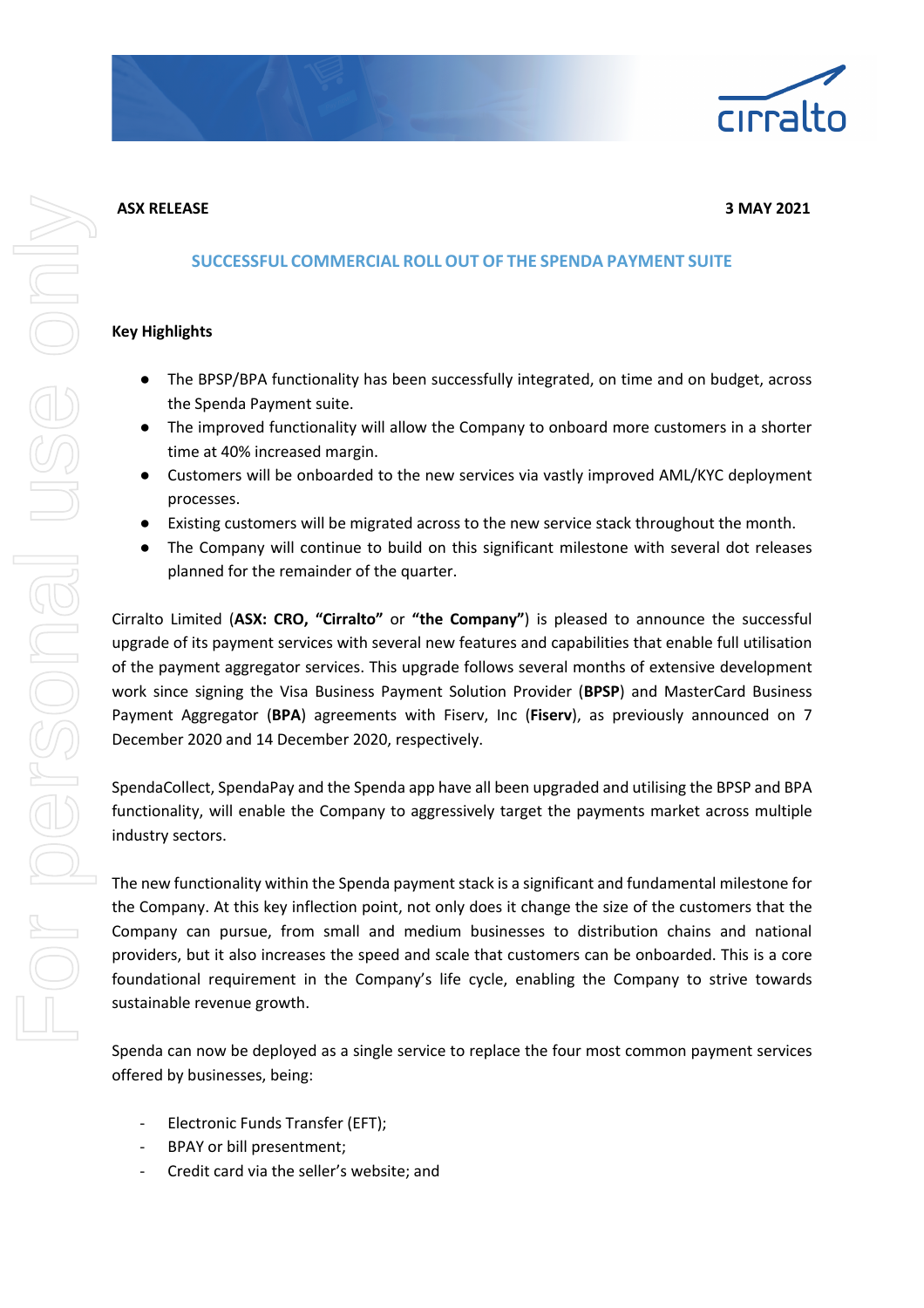**ASX RELEASE** **3 MAY 2021**

## SUCCESSFUL COMMERCIAL ROLL OUT OF THE SPENDA PAYMENT SUITE

**Key Highlights**

- The BPSP/BPA functionality has been successfully integrated, on time and on budget, across the Spenda Payment suite.
- The improved functionality will allow the Company to onboard more customers in a shorter time at 40% increased margin.
- Customers will be onboarded to the new services via vastly improved AML/KYC deployment processes.
- Existing customers will be migrated across to the new service stack throughout the month.
- The Company will continue to build on this significant milestone with several dot releases planned for the remainder of the quarter.

Cirralto Limited (**ASX: CRO, "Cirralto"** or **"the Company"**) is pleased to announce the successful upgrade of its payment services with several new features and capabilities that enable full utilisation of the payment aggregator services. This upgrade follows several months of extensive development work since signing the Visa Business Payment Solution Provider (**BPSP**) and MasterCard Business Payment Aggregator (**BPA**) agreements with Fiserv, Inc (**Fiserv**), as previously announced on 7 December 2020 and 14 December 2020, respectively.

SpendaCollect, SpendaPay and the Spenda app have all been upgraded and utilising the BPSP and BPA functionality, will enable the Company to aggressively target the payments market across multiple industry sectors.

The new functionality within the Spenda payment stack is a significant and fundamental milestone for the Company. At this key inflection point, not only does it change the size of the customers that the Company can pursue, from small and medium businesses to distribution chains and national providers, but it also increases the speed and scale that customers can be onboarded. This is a core foundational requirement in the Company's life cycle, enabling the Company to strive towards sustainable revenue growth.

Spenda can now be deployed as a single service to replace the four most common payment services offered by businesses, being:

- Electronic Funds Transfer (EFT);
- BPAY or bill presentment;
- Credit card via the seller's website; and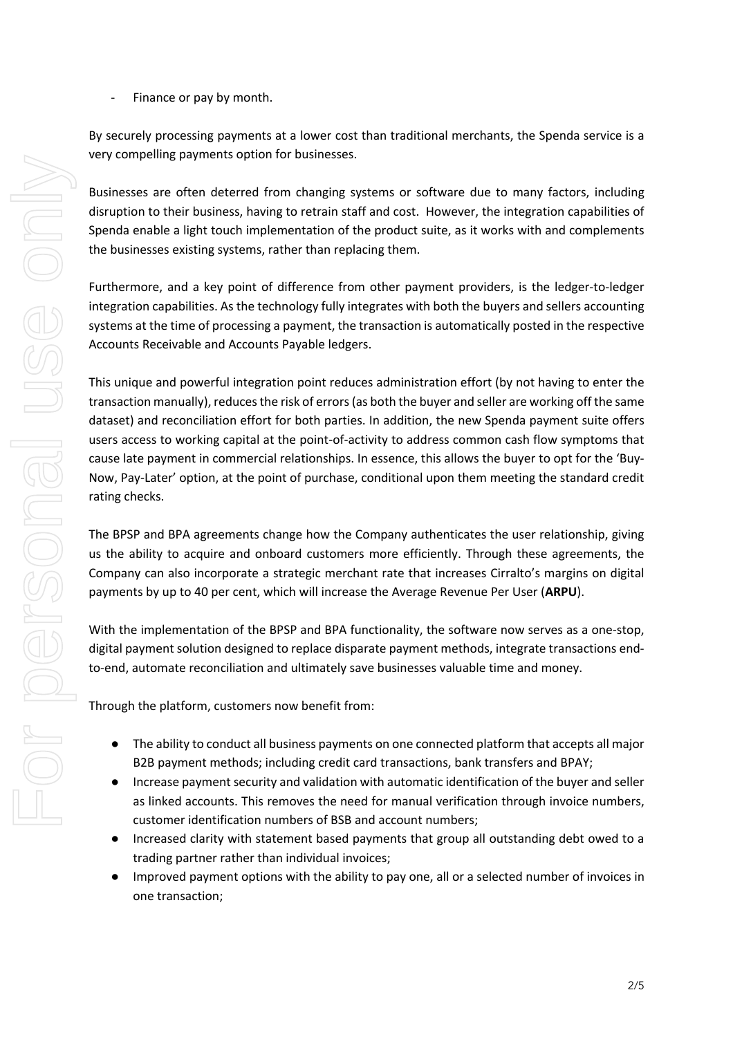- Finance or pay by month.

By securely processing payments at a lower cost than traditional merchants, the Spenda service is a very compelling payments option for businesses.

Businesses are often deterred from changing systems or software due to many factors, including disruption to their business, having to retrain staff and cost. However, the integration capabilities of Spenda enable a light touch implementation of the product suite, as it works with and complements the businesses existing systems, rather than replacing them.

Furthermore, and a key point of difference from other payment providers, is the ledger-to-ledger integration capabilities. As the technology fully integrates with both the buyers and sellers accounting systems at the time of processing a payment, the transaction is automatically posted in the respective Accounts Receivable and Accounts Payable ledgers.

This unique and powerful integration point reduces administration effort (by not having to enter the transaction manually), reduces the risk of errors (as both the buyer and seller are working off the same dataset) and reconciliation effort for both parties. In addition, the new Spenda payment suite offers users access to working capital at the point-of-activity to address common cash flow symptoms that cause late payment in commercial relationships. In essence, this allows the buyer to opt for the 'Buy-Now, Pay-Later' option, at the point of purchase, conditional upon them meeting the standard credit rating checks.

The BPSP and BPA agreements change how the Company authenticates the user relationship, giving us the ability to acquire and onboard customers more efficiently. Through these agreements, the Company can also incorporate a strategic merchant rate that increases Cirralto's margins on digital payments by up to 40 per cent, which will increase the Average Revenue Per User (**ARPU**).

With the implementation of the BPSP and BPA functionality, the software now serves as a one-stop, digital payment solution designed to replace disparate payment methods, integrate transactions end-to-end, automate reconciliation and ultimately save businesses valuable time and money.

Through the platform, customers now benefit from:

- The ability to conduct all business payments on one connected platform that accepts all major B2B payment methods; including credit card transactions, bank transfers and BPAY;
- Increase payment security and validation with automatic identification of the buyer and seller as linked accounts. This removes the need for manual verification through invoice numbers, customer identification numbers of BSB and account numbers;
- Increased clarity with statement based payments that group all outstanding debt owed to a trading partner rather than individual invoices;
- Improved payment options with the ability to pay one, all or a selected number of invoices in one transaction;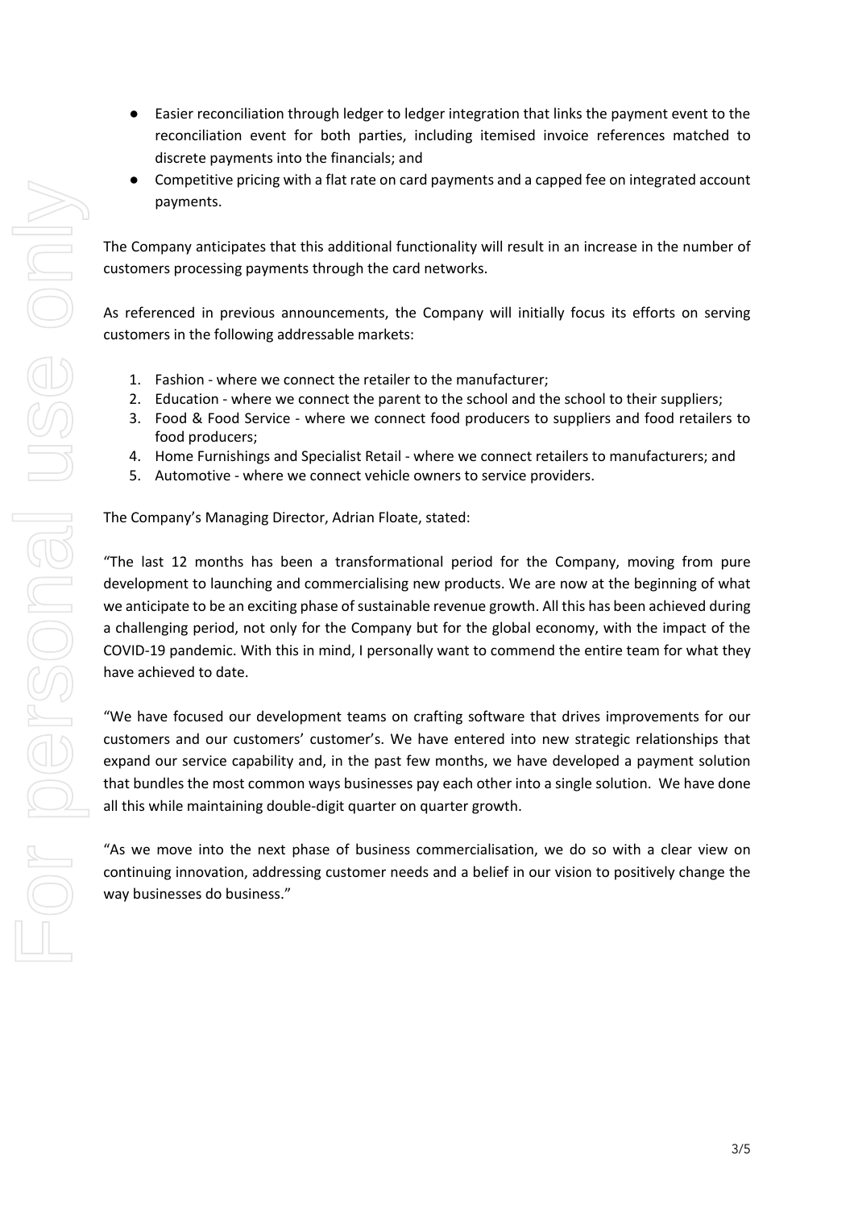- Easier reconciliation through ledger to ledger integration that links the payment event to the reconciliation event for both parties, including itemised invoice references matched to discrete payments into the financials; and
- Competitive pricing with a flat rate on card payments and a capped fee on integrated account payments.

The Company anticipates that this additional functionality will result in an increase in the number of customers processing payments through the card networks.

As referenced in previous announcements, the Company will initially focus its efforts on serving customers in the following addressable markets:

1. Fashion - where we connect the retailer to the manufacturer;
2. Education - where we connect the parent to the school and the school to their suppliers;
3. Food & Food Service - where we connect food producers to suppliers and food retailers to food producers;
4. Home Furnishings and Specialist Retail - where we connect retailers to manufacturers; and
5. Automotive - where we connect vehicle owners to service providers.

The Company's Managing Director, Adrian Floate, stated:

"The last 12 months has been a transformational period for the Company, moving from pure development to launching and commercialising new products. We are now at the beginning of what we anticipate to be an exciting phase of sustainable revenue growth. All this has been achieved during a challenging period, not only for the Company but for the global economy, with the impact of the COVID-19 pandemic. With this in mind, I personally want to commend the entire team for what they have achieved to date.

"We have focused our development teams on crafting software that drives improvements for our customers and our customers' customer's. We have entered into new strategic relationships that expand our service capability and, in the past few months, we have developed a payment solution that bundles the most common ways businesses pay each other into a single solution. We have done all this while maintaining double-digit quarter on quarter growth.

"As we move into the next phase of business commercialisation, we do so with a clear view on continuing innovation, addressing customer needs and a belief in our vision to positively change the way businesses do business."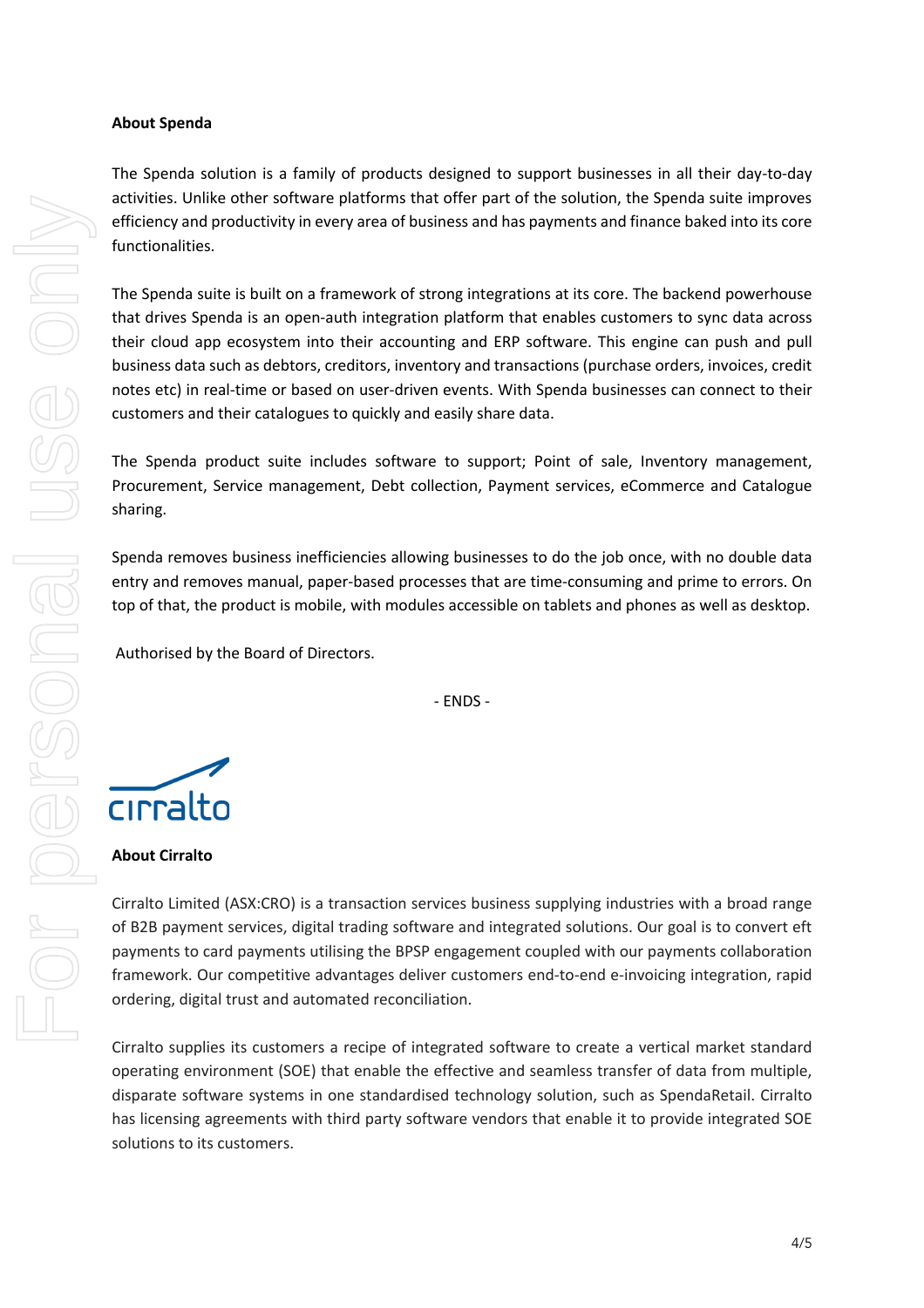**About Spenda**

The Spenda solution is a family of products designed to support businesses in all their day-to-day activities. Unlike other software platforms that offer part of the solution, the Spenda suite improves efficiency and productivity in every area of business and has payments and finance baked into its core functionalities.

The Spenda suite is built on a framework of strong integrations at its core. The backend powerhouse that drives Spenda is an open-auth integration platform that enables customers to sync data across their cloud app ecosystem into their accounting and ERP software. This engine can push and pull business data such as debtors, creditors, inventory and transactions (purchase orders, invoices, credit notes etc) in real-time or based on user-driven events. With Spenda businesses can connect to their customers and their catalogues to quickly and easily share data.

The Spenda product suite includes software to support; Point of sale, Inventory management, Procurement, Service management, Debt collection, Payment services, eCommerce and Catalogue sharing.

Spenda removes business inefficiencies allowing businesses to do the job once, with no double data entry and removes manual, paper-based processes that are time-consuming and prime to errors. On top of that, the product is mobile, with modules accessible on tablets and phones as well as desktop.

Authorised by the Board of Directors.

- ENDS -

cirralto

**About Cirralto**

Cirralto Limited (ASX:CRO) is a transaction services business supplying industries with a broad range of B2B payment services, digital trading software and integrated solutions. Our goal is to convert eft payments to card payments utilising the BPSP engagement coupled with our payments collaboration framework. Our competitive advantages deliver customers end-to-end e-invoicing integration, rapid ordering, digital trust and automated reconciliation.

Cirralto supplies its customers a recipe of integrated software to create a vertical market standard operating environment (SOE) that enable the effective and seamless transfer of data from multiple, disparate software systems in one standardised technology solution, such as SpendaRetail. Cirralto has licensing agreements with third party software vendors that enable it to provide integrated SOE solutions to its customers.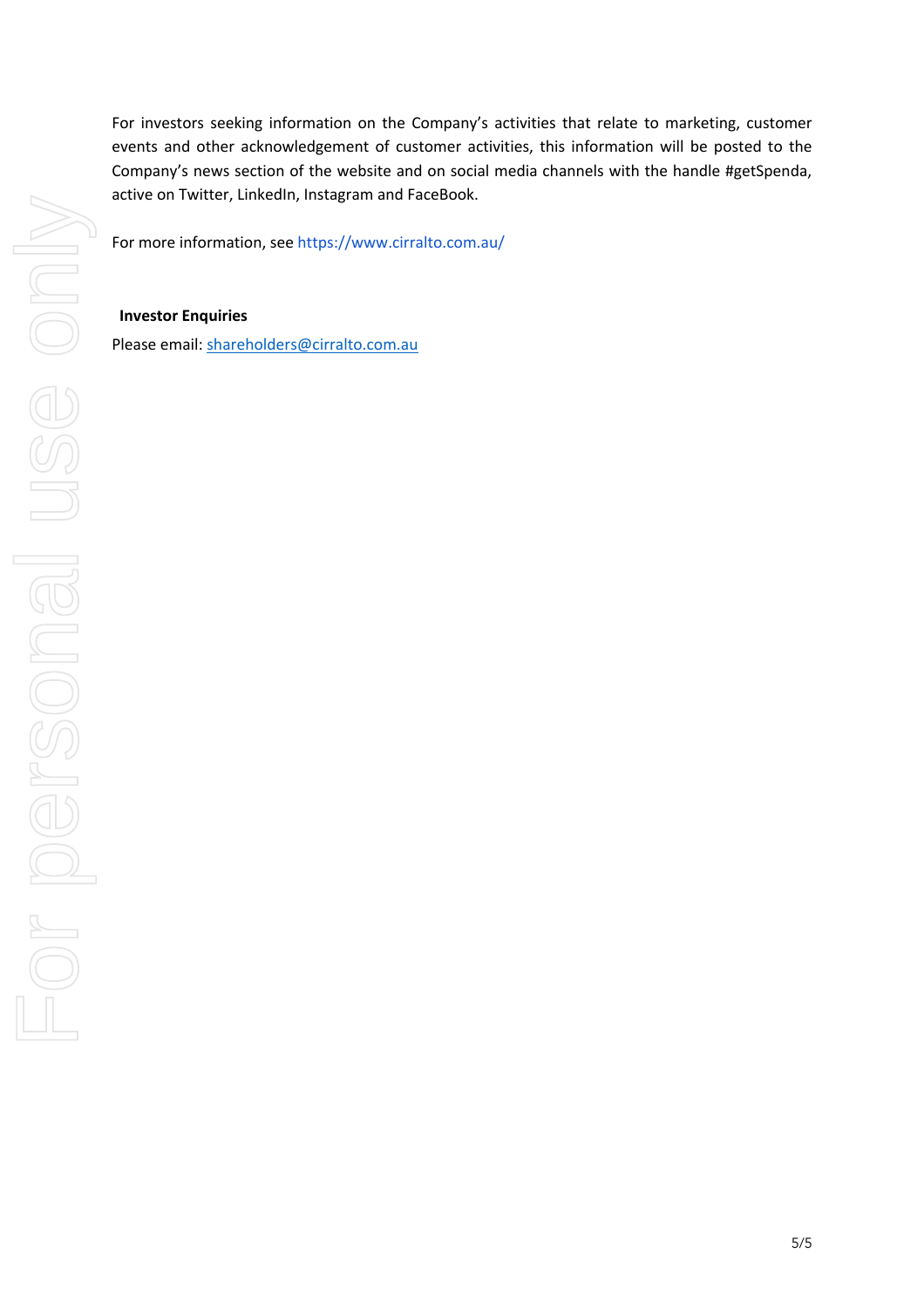For investors seeking information on the Company's activities that relate to marketing, customer events and other acknowledgement of customer activities, this information will be posted to the Company's news section of the website and on social media channels with the handle #getSpenda, active on Twitter, LinkedIn, Instagram and FaceBook.

For more information, see https://www.cirralto.com.au/

**Investor Enquiries**

Please email: shareholders@cirralto.com.au